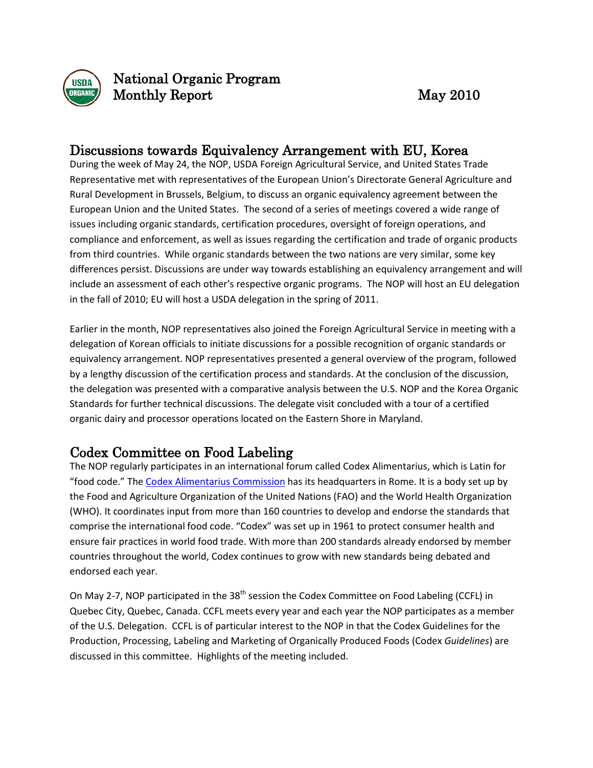# National Organic Program Monthly Report May 2010

## Discussions towards Equivalency Arrangement with EU, Korea

During the week of May 24, the NOP, USDA Foreign Agricultural Service, and United States Trade Representative met with representatives of the European Union's Directorate General Agriculture and Rural Development in Brussels, Belgium, to discuss an organic equivalency agreement between the European Union and the United States. The second of a series of meetings covered a wide range of issues including organic standards, certification procedures, oversight of foreign operations, and compliance and enforcement, as well as issues regarding the certification and trade of organic products from third countries. While organic standards between the two nations are very similar, some key differences persist. Discussions are under way towards establishing an equivalency arrangement and will include an assessment of each other's respective organic programs. The NOP will host an EU delegation in the fall of 2010; EU will host a USDA delegation in the spring of 2011.

Earlier in the month, NOP representatives also joined the Foreign Agricultural Service in meeting with a delegation of Korean officials to initiate discussions for a possible recognition of organic standards or equivalency arrangement. NOP representatives presented a general overview of the program, followed by a lengthy discussion of the certification process and standards. At the conclusion of the discussion, the delegation was presented with a comparative analysis between the U.S. NOP and the Korea Organic Standards for further technical discussions. The delegate visit concluded with a tour of a certified organic dairy and processor operations located on the Eastern Shore in Maryland.

## Codex Committee on Food Labeling

The NOP regularly participates in an international forum called Codex Alimentarius, which is Latin for "food code." The [Codex Alimentarius Commission]() has its headquarters in Rome. It is a body set up by the Food and Agriculture Organization of the United Nations (FAO) and the World Health Organization (WHO). It coordinates input from more than 160 countries to develop and endorse the standards that comprise the international food code. "Codex" was set up in 1961 to protect consumer health and ensure fair practices in world food trade. With more than 200 standards already endorsed by member countries throughout the world, Codex continues to grow with new standards being debated and endorsed each year.

On May 2-7, NOP participated in the 38th session the Codex Committee on Food Labeling (CCFL) in Quebec City, Quebec, Canada. CCFL meets every year and each year the NOP participates as a member of the U.S. Delegation. CCFL is of particular interest to the NOP in that the Codex Guidelines for the Production, Processing, Labeling and Marketing of Organically Produced Foods (Codex *Guidelines*) are discussed in this committee. Highlights of the meeting included.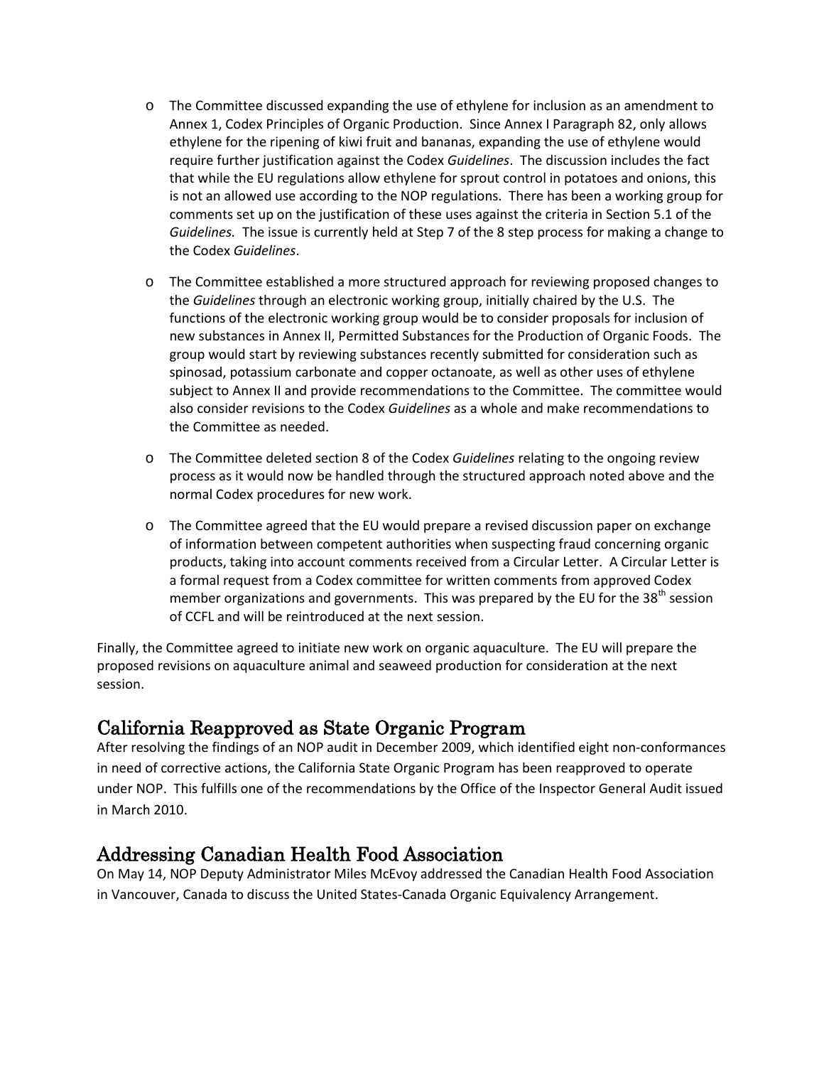- The Committee discussed expanding the use of ethylene for inclusion as an amendment to Annex 1, Codex Principles of Organic Production. Since Annex I Paragraph 82, only allows ethylene for the ripening of kiwi fruit and bananas, expanding the use of ethylene would require further justification against the Codex *Guidelines*. The discussion includes the fact that while the EU regulations allow ethylene for sprout control in potatoes and onions, this is not an allowed use according to the NOP regulations. There has been a working group for comments set up on the justification of these uses against the criteria in Section 5.1 of the *Guidelines.* The issue is currently held at Step 7 of the 8 step process for making a change to the Codex *Guidelines*.

- The Committee established a more structured approach for reviewing proposed changes to the *Guidelines* through an electronic working group, initially chaired by the U.S. The functions of the electronic working group would be to consider proposals for inclusion of new substances in Annex II, Permitted Substances for the Production of Organic Foods. The group would start by reviewing substances recently submitted for consideration such as spinosad, potassium carbonate and copper octanoate, as well as other uses of ethylene subject to Annex II and provide recommendations to the Committee. The committee would also consider revisions to the Codex *Guidelines* as a whole and make recommendations to the Committee as needed.

- The Committee deleted section 8 of the Codex *Guidelines* relating to the ongoing review process as it would now be handled through the structured approach noted above and the normal Codex procedures for new work.

- The Committee agreed that the EU would prepare a revised discussion paper on exchange of information between competent authorities when suspecting fraud concerning organic products, taking into account comments received from a Circular Letter. A Circular Letter is a formal request from a Codex committee for written comments from approved Codex member organizations and governments. This was prepared by the EU for the 38th session of CCFL and will be reintroduced at the next session.

Finally, the Committee agreed to initiate new work on organic aquaculture. The EU will prepare the proposed revisions on aquaculture animal and seaweed production for consideration at the next session.

## California Reapproved as State Organic Program

After resolving the findings of an NOP audit in December 2009, which identified eight non-conformances in need of corrective actions, the California State Organic Program has been reapproved to operate under NOP. This fulfills one of the recommendations by the Office of the Inspector General Audit issued in March 2010.

## Addressing Canadian Health Food Association

On May 14, NOP Deputy Administrator Miles McEvoy addressed the Canadian Health Food Association in Vancouver, Canada to discuss the United States-Canada Organic Equivalency Arrangement.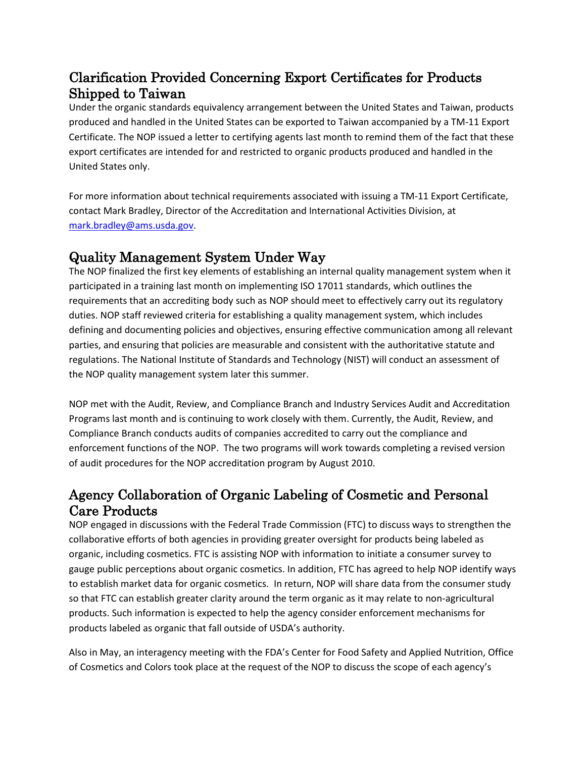## Clarification Provided Concerning Export Certificates for Products Shipped to Taiwan

Under the organic standards equivalency arrangement between the United States and Taiwan, products produced and handled in the United States can be exported to Taiwan accompanied by a TM-11 Export Certificate. The NOP issued a letter to certifying agents last month to remind them of the fact that these export certificates are intended for and restricted to organic products produced and handled in the United States only.

For more information about technical requirements associated with issuing a TM-11 Export Certificate, contact Mark Bradley, Director of the Accreditation and International Activities Division, at [mark.bradley@ams.usda.gov](mailto:mark.bradley@ams.usda.gov).

## Quality Management System Under Way

The NOP finalized the first key elements of establishing an internal quality management system when it participated in a training last month on implementing ISO 17011 standards, which outlines the requirements that an accrediting body such as NOP should meet to effectively carry out its regulatory duties. NOP staff reviewed criteria for establishing a quality management system, which includes defining and documenting policies and objectives, ensuring effective communication among all relevant parties, and ensuring that policies are measurable and consistent with the authoritative statute and regulations. The National Institute of Standards and Technology (NIST) will conduct an assessment of the NOP quality management system later this summer.

NOP met with the Audit, Review, and Compliance Branch and Industry Services Audit and Accreditation Programs last month and is continuing to work closely with them. Currently, the Audit, Review, and Compliance Branch conducts audits of companies accredited to carry out the compliance and enforcement functions of the NOP. The two programs will work towards completing a revised version of audit procedures for the NOP accreditation program by August 2010.

## Agency Collaboration of Organic Labeling of Cosmetic and Personal Care Products

NOP engaged in discussions with the Federal Trade Commission (FTC) to discuss ways to strengthen the collaborative efforts of both agencies in providing greater oversight for products being labeled as organic, including cosmetics. FTC is assisting NOP with information to initiate a consumer survey to gauge public perceptions about organic cosmetics. In addition, FTC has agreed to help NOP identify ways to establish market data for organic cosmetics. In return, NOP will share data from the consumer study so that FTC can establish greater clarity around the term organic as it may relate to non-agricultural products. Such information is expected to help the agency consider enforcement mechanisms for products labeled as organic that fall outside of USDA's authority.

Also in May, an interagency meeting with the FDA's Center for Food Safety and Applied Nutrition, Office of Cosmetics and Colors took place at the request of the NOP to discuss the scope of each agency's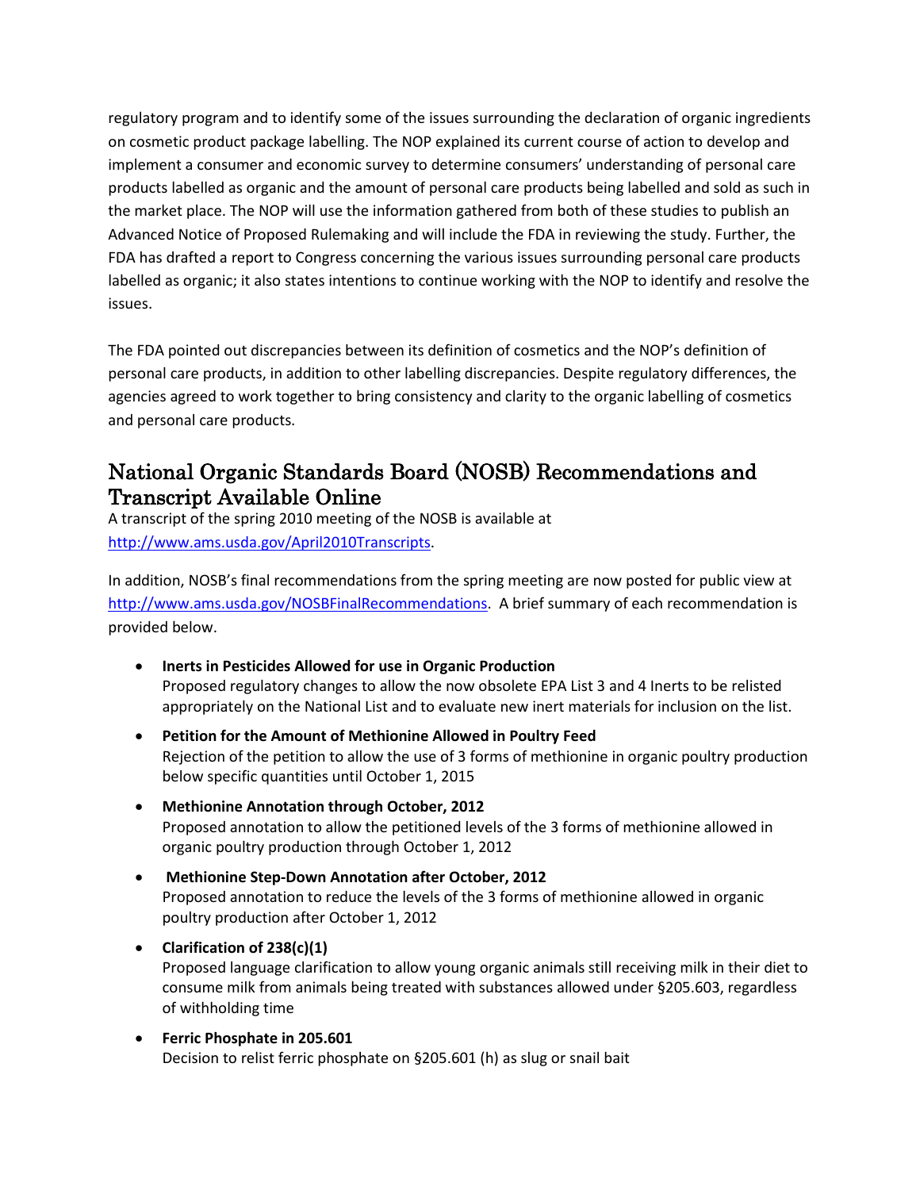regulatory program and to identify some of the issues surrounding the declaration of organic ingredients on cosmetic product package labelling. The NOP explained its current course of action to develop and implement a consumer and economic survey to determine consumers' understanding of personal care products labelled as organic and the amount of personal care products being labelled and sold as such in the market place. The NOP will use the information gathered from both of these studies to publish an Advanced Notice of Proposed Rulemaking and will include the FDA in reviewing the study. Further, the FDA has drafted a report to Congress concerning the various issues surrounding personal care products labelled as organic; it also states intentions to continue working with the NOP to identify and resolve the issues.

The FDA pointed out discrepancies between its definition of cosmetics and the NOP's definition of personal care products, in addition to other labelling discrepancies. Despite regulatory differences, the agencies agreed to work together to bring consistency and clarity to the organic labelling of cosmetics and personal care products.

## National Organic Standards Board (NOSB) Recommendations and Transcript Available Online

A transcript of the spring 2010 meeting of the NOSB is available at http://www.ams.usda.gov/April2010Transcripts.

In addition, NOSB's final recommendations from the spring meeting are now posted for public view at http://www.ams.usda.gov/NOSBFinalRecommendations. A brief summary of each recommendation is provided below.

- **Inerts in Pesticides Allowed for use in Organic Production**
  Proposed regulatory changes to allow the now obsolete EPA List 3 and 4 Inerts to be relisted appropriately on the National List and to evaluate new inert materials for inclusion on the list.
- **Petition for the Amount of Methionine Allowed in Poultry Feed**
  Rejection of the petition to allow the use of 3 forms of methionine in organic poultry production below specific quantities until October 1, 2015
- **Methionine Annotation through October, 2012**
  Proposed annotation to allow the petitioned levels of the 3 forms of methionine allowed in organic poultry production through October 1, 2012
- **Methionine Step-Down Annotation after October, 2012**
  Proposed annotation to reduce the levels of the 3 forms of methionine allowed in organic poultry production after October 1, 2012
- **Clarification of 238(c)(1)**
  Proposed language clarification to allow young organic animals still receiving milk in their diet to consume milk from animals being treated with substances allowed under §205.603, regardless of withholding time
- **Ferric Phosphate in 205.601**
  Decision to relist ferric phosphate on §205.601 (h) as slug or snail bait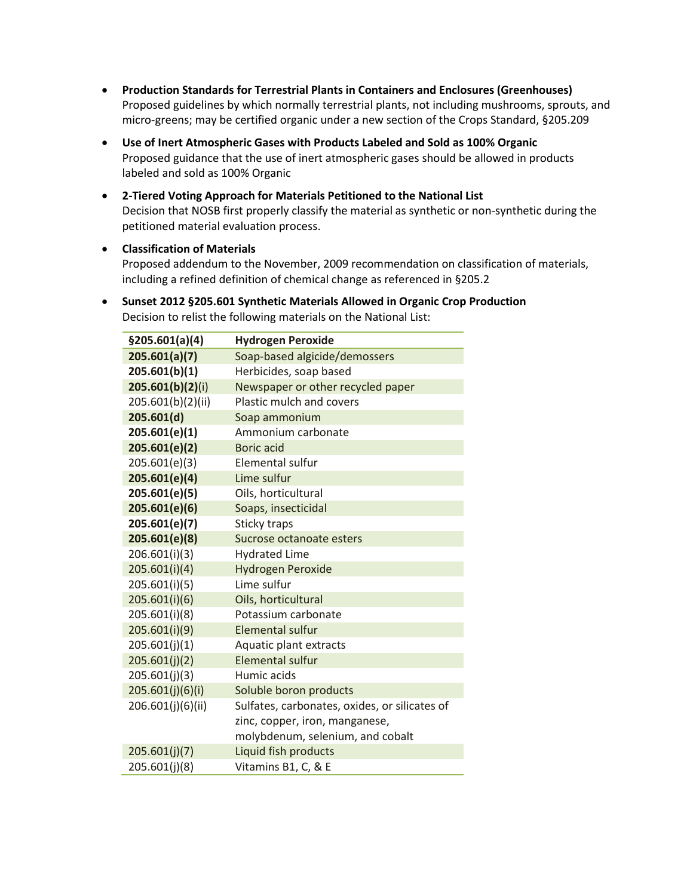- **Production Standards for Terrestrial Plants in Containers and Enclosures (Greenhouses)**
  Proposed guidelines by which normally terrestrial plants, not including mushrooms, sprouts, and micro-greens; may be certified organic under a new section of the Crops Standard, §205.209

- **Use of Inert Atmospheric Gases with Products Labeled and Sold as 100% Organic**
  Proposed guidance that the use of inert atmospheric gases should be allowed in products labeled and sold as 100% Organic

- **2-Tiered Voting Approach for Materials Petitioned to the National List**
  Decision that NOSB first properly classify the material as synthetic or non-synthetic during the petitioned material evaluation process.

- **Classification of Materials**
  Proposed addendum to the November, 2009 recommendation on classification of materials, including a refined definition of chemical change as referenced in §205.2

- **Sunset 2012 §205.601 Synthetic Materials Allowed in Organic Crop Production**
  Decision to relist the following materials on the National List:

| **§205.601(a)(4)** | **Hydrogen Peroxide** |
|---|---|
| **205.601(a)(7)** | Soap-based algicide/demossers |
| **205.601(b)(1)** | Herbicides, soap based |
| **205.601(b)(2)**(i) | Newspaper or other recycled paper |
| 205.601(b)(2)(ii) | Plastic mulch and covers |
| **205.601(d)** | Soap ammonium |
| **205.601(e)(1)** | Ammonium carbonate |
| **205.601(e)(2)** | Boric acid |
| 205.601(e)(3) | Elemental sulfur |
| **205.601(e)(4)** | Lime sulfur |
| **205.601(e)(5)** | Oils, horticultural |
| **205.601(e)(6)** | Soaps, insecticidal |
| **205.601(e)(7)** | Sticky traps |
| **205.601(e)(8)** | Sucrose octanoate esters |
| 206.601(i)(3) | Hydrated Lime |
| 205.601(i)(4) | Hydrogen Peroxide |
| 205.601(i)(5) | Lime sulfur |
| 205.601(i)(6) | Oils, horticultural |
| 205.601(i)(8) | Potassium carbonate |
| 205.601(i)(9) | Elemental sulfur |
| 205.601(j)(1) | Aquatic plant extracts |
| 205.601(j)(2) | Elemental sulfur |
| 205.601(j)(3) | Humic acids |
| 205.601(j)(6)(i) | Soluble boron products |
| 206.601(j)(6)(ii) | Sulfates, carbonates, oxides, or silicates of zinc, copper, iron, manganese, molybdenum, selenium, and cobalt |
| 205.601(j)(7) | Liquid fish products |
| 205.601(j)(8) | Vitamins B1, C, & E |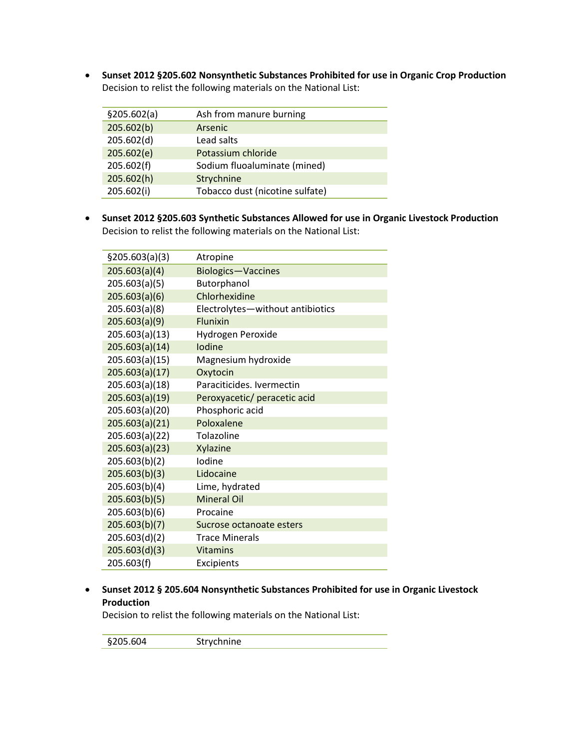- **Sunset 2012 §205.602 Nonsynthetic Substances Prohibited for use in Organic Crop Production**
  Decision to relist the following materials on the National List:

| §205.602(a) | Ash from manure burning |
|---|---|
| 205.602(b) | Arsenic |
| 205.602(d) | Lead salts |
| 205.602(e) | Potassium chloride |
| 205.602(f) | Sodium fluoaluminate (mined) |
| 205.602(h) | Strychnine |
| 205.602(i) | Tobacco dust (nicotine sulfate) |

- **Sunset 2012 §205.603 Synthetic Substances Allowed for use in Organic Livestock Production**
  Decision to relist the following materials on the National List:

| §205.603(a)(3) | Atropine |
|---|---|
| 205.603(a)(4) | Biologics—Vaccines |
| 205.603(a)(5) | Butorphanol |
| 205.603(a)(6) | Chlorhexidine |
| 205.603(a)(8) | Electrolytes—without antibiotics |
| 205.603(a)(9) | Flunixin |
| 205.603(a)(13) | Hydrogen Peroxide |
| 205.603(a)(14) | Iodine |
| 205.603(a)(15) | Magnesium hydroxide |
| 205.603(a)(17) | Oxytocin |
| 205.603(a)(18) | Paraciticides. Ivermectin |
| 205.603(a)(19) | Peroxyacetic/ peracetic acid |
| 205.603(a)(20) | Phosphoric acid |
| 205.603(a)(21) | Poloxalene |
| 205.603(a)(22) | Tolazoline |
| 205.603(a)(23) | Xylazine |
| 205.603(b)(2) | Iodine |
| 205.603(b)(3) | Lidocaine |
| 205.603(b)(4) | Lime, hydrated |
| 205.603(b)(5) | Mineral Oil |
| 205.603(b)(6) | Procaine |
| 205.603(b)(7) | Sucrose octanoate esters |
| 205.603(d)(2) | Trace Minerals |
| 205.603(d)(3) | Vitamins |
| 205.603(f) | Excipients |

- **Sunset 2012 § 205.604 Nonsynthetic Substances Prohibited for use in Organic Livestock Production**
  Decision to relist the following materials on the National List:

| §205.604 | Strychnine |
|---|---|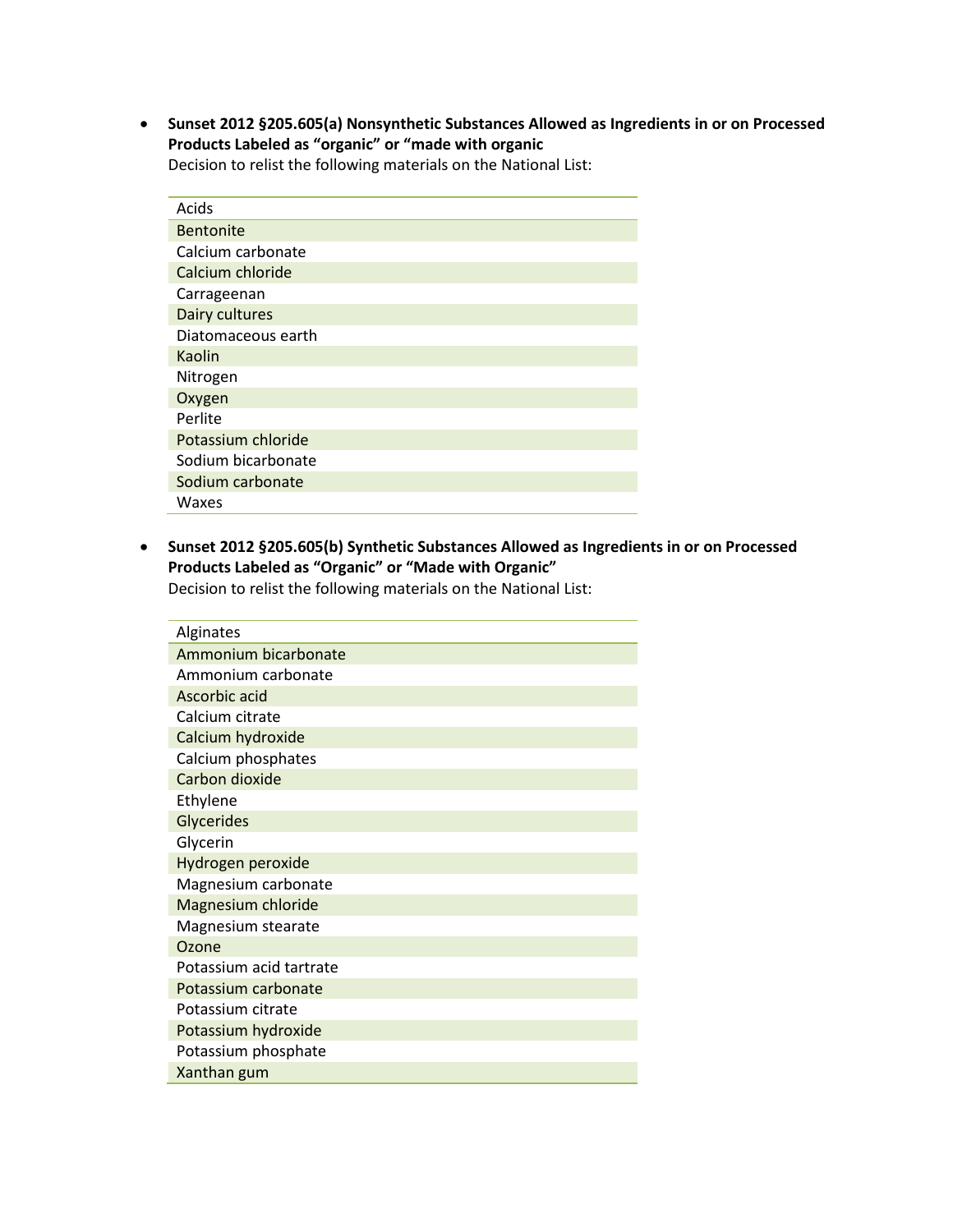- **Sunset 2012 §205.605(a) Nonsynthetic Substances Allowed as Ingredients in or on Processed Products Labeled as "organic" or "made with organic**
  Decision to relist the following materials on the National List:

| Acids |
|---|
| Bentonite |
| Calcium carbonate |
| Calcium chloride |
| Carrageenan |
| Dairy cultures |
| Diatomaceous earth |
| Kaolin |
| Nitrogen |
| Oxygen |
| Perlite |
| Potassium chloride |
| Sodium bicarbonate |
| Sodium carbonate |
| Waxes |

- **Sunset 2012 §205.605(b) Synthetic Substances Allowed as Ingredients in or on Processed Products Labeled as "Organic" or "Made with Organic"**
  Decision to relist the following materials on the National List:

| Alginates |
|---|
| Ammonium bicarbonate |
| Ammonium carbonate |
| Ascorbic acid |
| Calcium citrate |
| Calcium hydroxide |
| Calcium phosphates |
| Carbon dioxide |
| Ethylene |
| Glycerides |
| Glycerin |
| Hydrogen peroxide |
| Magnesium carbonate |
| Magnesium chloride |
| Magnesium stearate |
| Ozone |
| Potassium acid tartrate |
| Potassium carbonate |
| Potassium citrate |
| Potassium hydroxide |
| Potassium phosphate |
| Xanthan gum |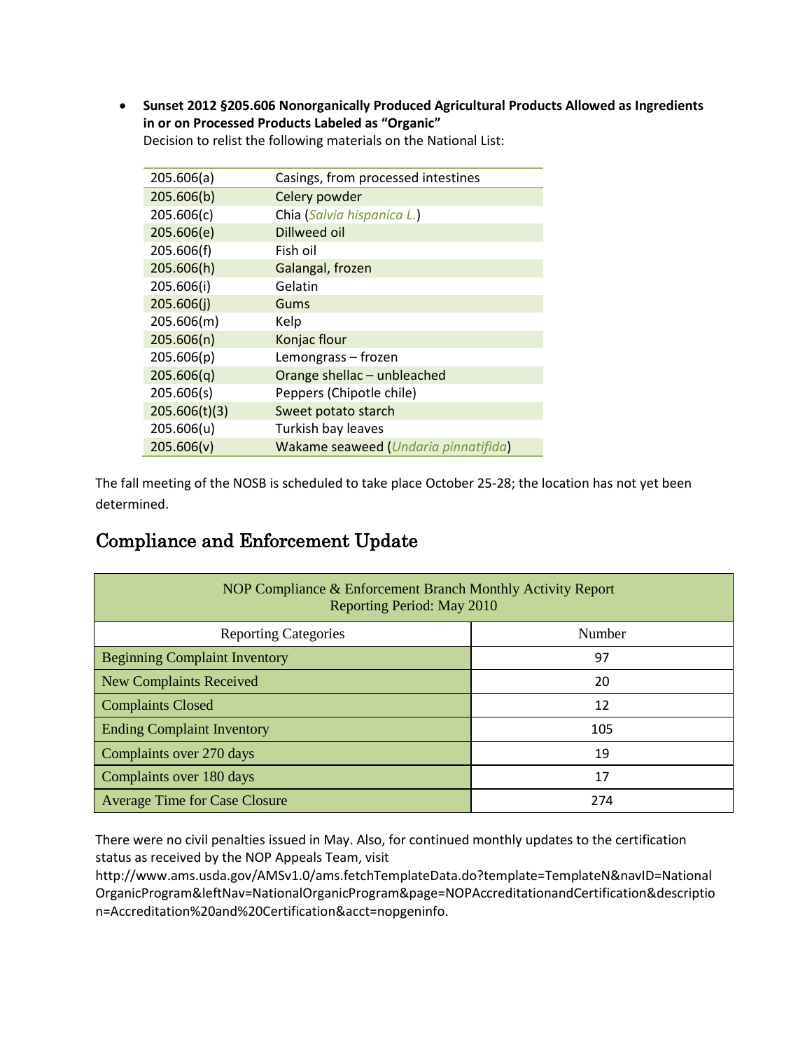- **Sunset 2012 §205.606 Nonorganically Produced Agricultural Products Allowed as Ingredients in or on Processed Products Labeled as "Organic"**
  Decision to relist the following materials on the National List:

| | |
|---|---|
| 205.606(a) | Casings, from processed intestines |
| 205.606(b) | Celery powder |
| 205.606(c) | Chia (*Salvia hispanica L.*) |
| 205.606(e) | Dillweed oil |
| 205.606(f) | Fish oil |
| 205.606(h) | Galangal, frozen |
| 205.606(i) | Gelatin |
| 205.606(j) | Gums |
| 205.606(m) | Kelp |
| 205.606(n) | Konjac flour |
| 205.606(p) | Lemongrass – frozen |
| 205.606(q) | Orange shellac – unbleached |
| 205.606(s) | Peppers (Chipotle chile) |
| 205.606(t)(3) | Sweet potato starch |
| 205.606(u) | Turkish bay leaves |
| 205.606(v) | Wakame seaweed (*Undaria pinnatifida*) |

The fall meeting of the NOSB is scheduled to take place October 25-28; the location has not yet been determined.

## Compliance and Enforcement Update

| NOP Compliance & Enforcement Branch Monthly Activity Report<br>Reporting Period: May 2010 | |
|---|---|
| Reporting Categories | Number |
| Beginning Complaint Inventory | 97 |
| New Complaints Received | 20 |
| Complaints Closed | 12 |
| Ending Complaint Inventory | 105 |
| Complaints over 270 days | 19 |
| Complaints over 180 days | 17 |
| Average Time for Case Closure | 274 |

There were no civil penalties issued in May. Also, for continued monthly updates to the certification status as received by the NOP Appeals Team, visit http://www.ams.usda.gov/AMSv1.0/ams.fetchTemplateData.do?template=TemplateN&navID=NationalOrganicProgram&leftNav=NationalOrganicProgram&page=NOPAccreditationandCertification&description=Accreditation%20and%20Certification&acct=nopgeninfo.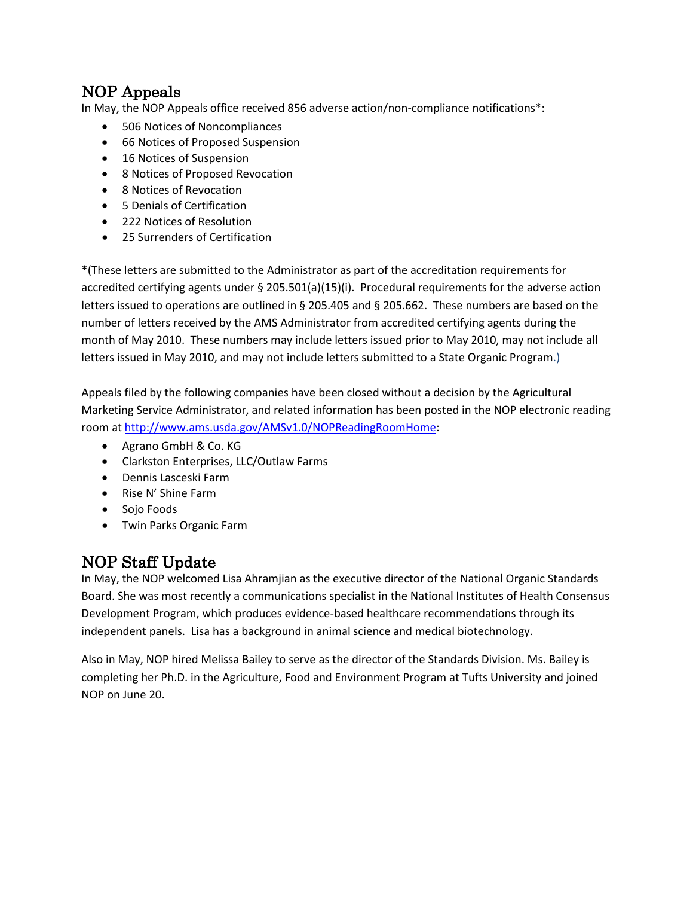## NOP Appeals

In May, the NOP Appeals office received 856 adverse action/non-compliance notifications*:

- 506 Notices of Noncompliances
- 66 Notices of Proposed Suspension
- 16 Notices of Suspension
- 8 Notices of Proposed Revocation
- 8 Notices of Revocation
- 5 Denials of Certification
- 222 Notices of Resolution
- 25 Surrenders of Certification

*(These letters are submitted to the Administrator as part of the accreditation requirements for accredited certifying agents under § 205.501(a)(15)(i). Procedural requirements for the adverse action letters issued to operations are outlined in § 205.405 and § 205.662. These numbers are based on the number of letters received by the AMS Administrator from accredited certifying agents during the month of May 2010. These numbers may include letters issued prior to May 2010, may not include all letters issued in May 2010, and may not include letters submitted to a State Organic Program.)

Appeals filed by the following companies have been closed without a decision by the Agricultural Marketing Service Administrator, and related information has been posted in the NOP electronic reading room at http://www.ams.usda.gov/AMSv1.0/NOPReadingRoomHome:

- Agrano GmbH & Co. KG
- Clarkston Enterprises, LLC/Outlaw Farms
- Dennis Lasceski Farm
- Rise N' Shine Farm
- Sojo Foods
- Twin Parks Organic Farm

## NOP Staff Update

In May, the NOP welcomed Lisa Ahramjian as the executive director of the National Organic Standards Board. She was most recently a communications specialist in the National Institutes of Health Consensus Development Program, which produces evidence-based healthcare recommendations through its independent panels. Lisa has a background in animal science and medical biotechnology.

Also in May, NOP hired Melissa Bailey to serve as the director of the Standards Division. Ms. Bailey is completing her Ph.D. in the Agriculture, Food and Environment Program at Tufts University and joined NOP on June 20.